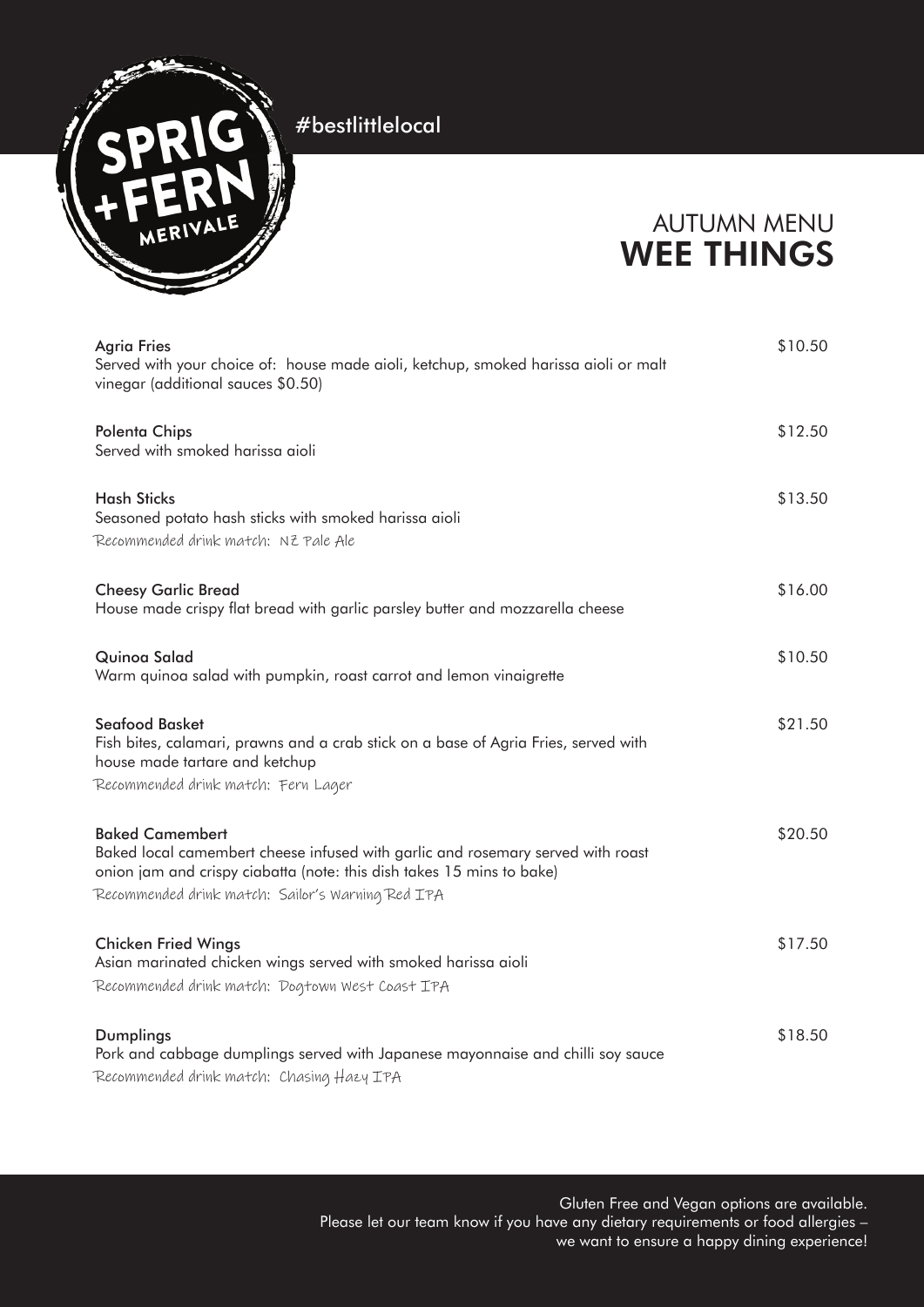SPRIG + FERN MERIVALE

#bestlittlelocal

# AUTUMN MENU
## WEE THINGS

**Agria Fries** — $10.50
Served with your choice of: house made aioli, ketchup, smoked harissa aioli or malt vinegar (additional sauces $0.50)

**Polenta Chips** — $12.50
Served with smoked harissa aioli

**Hash Sticks** — $13.50
Seasoned potato hash sticks with smoked harissa aioli
*Recommended drink match: NZ Pale Ale*

**Cheesy Garlic Bread** — $16.00
House made crispy flat bread with garlic parsley butter and mozzarella cheese

**Quinoa Salad** — $10.50
Warm quinoa salad with pumpkin, roast carrot and lemon vinaigrette

**Seafood Basket** — $21.50
Fish bites, calamari, prawns and a crab stick on a base of Agria Fries, served with house made tartare and ketchup
*Recommended drink match: Fern Lager*

**Baked Camembert** — $20.50
Baked local camembert cheese infused with garlic and rosemary served with roast onion jam and crispy ciabatta (note: this dish takes 15 mins to bake)
*Recommended drink match: Sailor's Warning Red IPA*

**Chicken Fried Wings** — $17.50
Asian marinated chicken wings served with smoked harissa aioli
*Recommended drink match: Dogtown West Coast IPA*

**Dumplings** — $18.50
Pork and cabbage dumplings served with Japanese mayonnaise and chilli soy sauce
*Recommended drink match: Chasing Hazy IPA*

Gluten Free and Vegan options are available.
Please let our team know if you have any dietary requirements or food allergies – we want to ensure a happy dining experience!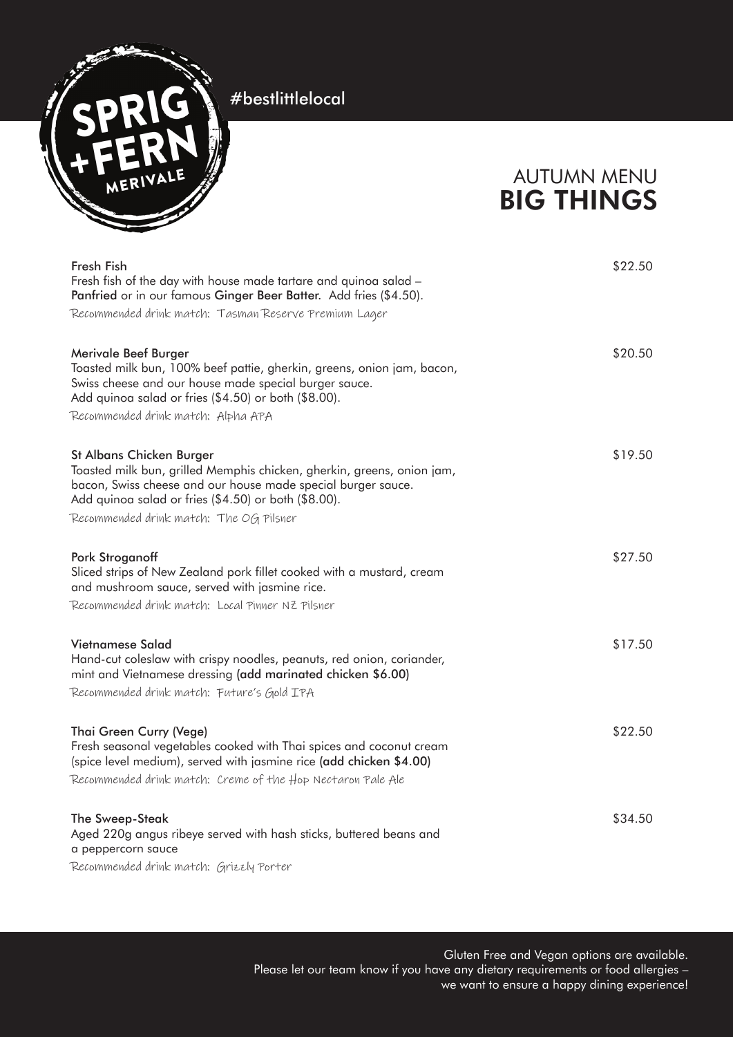SPRIG + FERN MERIVALE

#bestlittlelocal

# AUTUMN MENU
## BIG THINGS

**Fresh Fish** — $22.50
Fresh fish of the day with house made tartare and quinoa salad – **Panfried** or in our famous **Ginger Beer Batter**. Add fries ($4.50).
*Recommended drink match: Tasman Reserve Premium Lager*

**Merivale Beef Burger** — $20.50
Toasted milk bun, 100% beef pattie, gherkin, greens, onion jam, bacon, Swiss cheese and our house made special burger sauce.
Add quinoa salad or fries ($4.50) or both ($8.00).
*Recommended drink match: Alpha APA*

**St Albans Chicken Burger** — $19.50
Toasted milk bun, grilled Memphis chicken, gherkin, greens, onion jam, bacon, Swiss cheese and our house made special burger sauce.
Add quinoa salad or fries ($4.50) or both ($8.00).
*Recommended drink match: The OG Pilsner*

**Pork Stroganoff** — $27.50
Sliced strips of New Zealand pork fillet cooked with a mustard, cream and mushroom sauce, served with jasmine rice.
*Recommended drink match: Local Pinner NZ Pilsner*

**Vietnamese Salad** — $17.50
Hand-cut coleslaw with crispy noodles, peanuts, red onion, coriander, mint and Vietnamese dressing **(add marinated chicken $6.00)**
*Recommended drink match: Future's Gold IPA*

**Thai Green Curry (Vege)** — $22.50
Fresh seasonal vegetables cooked with Thai spices and coconut cream (spice level medium), served with jasmine rice **(add chicken $4.00)**
*Recommended drink match: Creme of the Hop Nectaron Pale Ale*

**The Sweep-Steak** — $34.50
Aged 220g angus ribeye served with hash sticks, buttered beans and a peppercorn sauce
*Recommended drink match: Grizzly Porter*

Gluten Free and Vegan options are available.
Please let our team know if you have any dietary requirements or food allergies – we want to ensure a happy dining experience!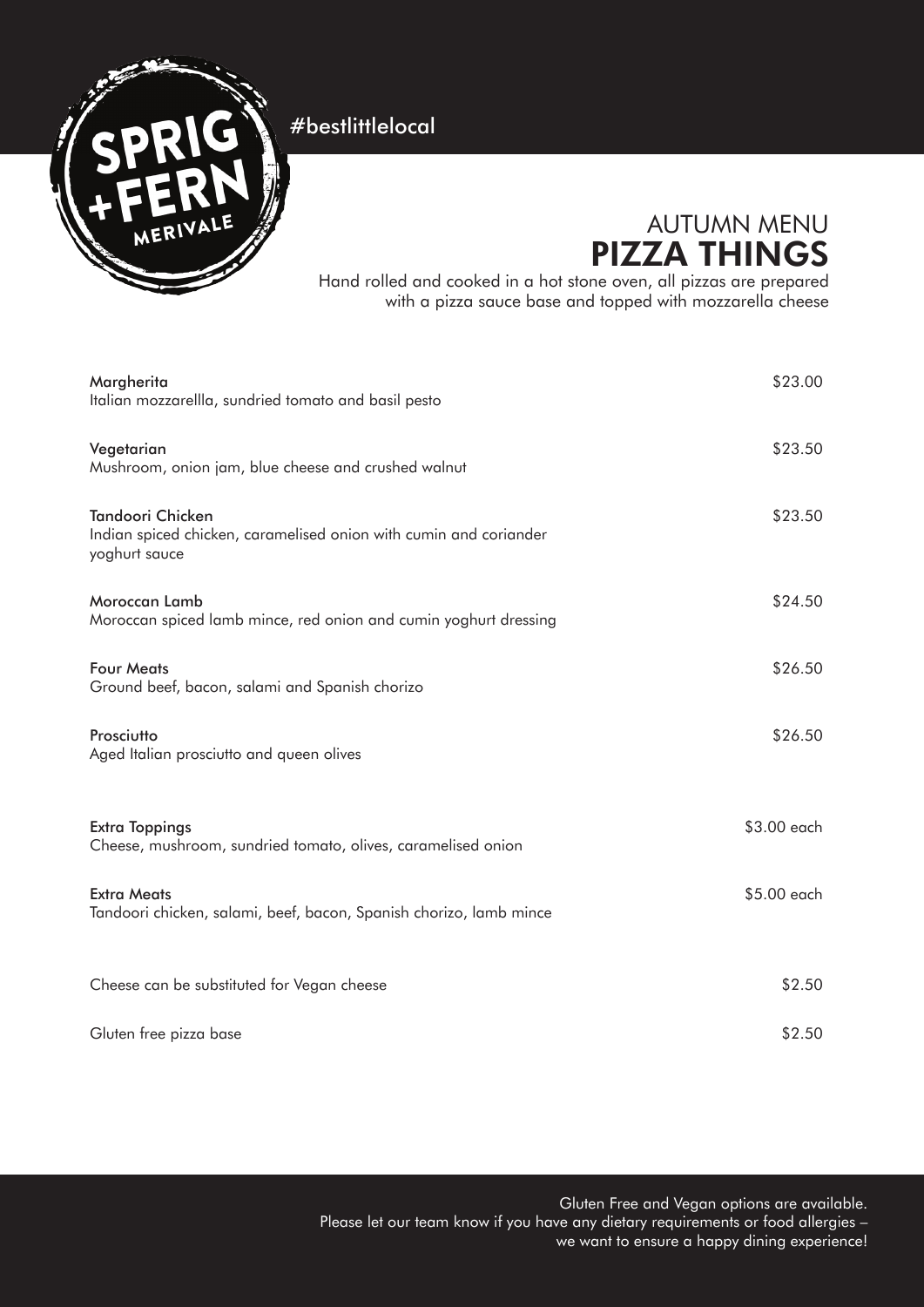SPRIG + FERN MERIVALE

#bestlittlelocal

## AUTUMN MENU
# PIZZA THINGS

Hand rolled and cooked in a hot stone oven, all pizzas are prepared with a pizza sauce base and topped with mozzarella cheese

**Margherita** — $23.00
Italian mozzarellla, sundried tomato and basil pesto

**Vegetarian** — $23.50
Mushroom, onion jam, blue cheese and crushed walnut

**Tandoori Chicken** — $23.50
Indian spiced chicken, caramelised onion with cumin and coriander yoghurt sauce

**Moroccan Lamb** — $24.50
Moroccan spiced lamb mince, red onion and cumin yoghurt dressing

**Four Meats** — $26.50
Ground beef, bacon, salami and Spanish chorizo

**Prosciutto** — $26.50
Aged Italian prosciutto and queen olives

**Extra Toppings** — $3.00 each
Cheese, mushroom, sundried tomato, olives, caramelised onion

**Extra Meats** — $5.00 each
Tandoori chicken, salami, beef, bacon, Spanish chorizo, lamb mince

Cheese can be substituted for Vegan cheese — $2.50

Gluten free pizza base — $2.50

Gluten Free and Vegan options are available.
Please let our team know if you have any dietary requirements or food allergies – we want to ensure a happy dining experience!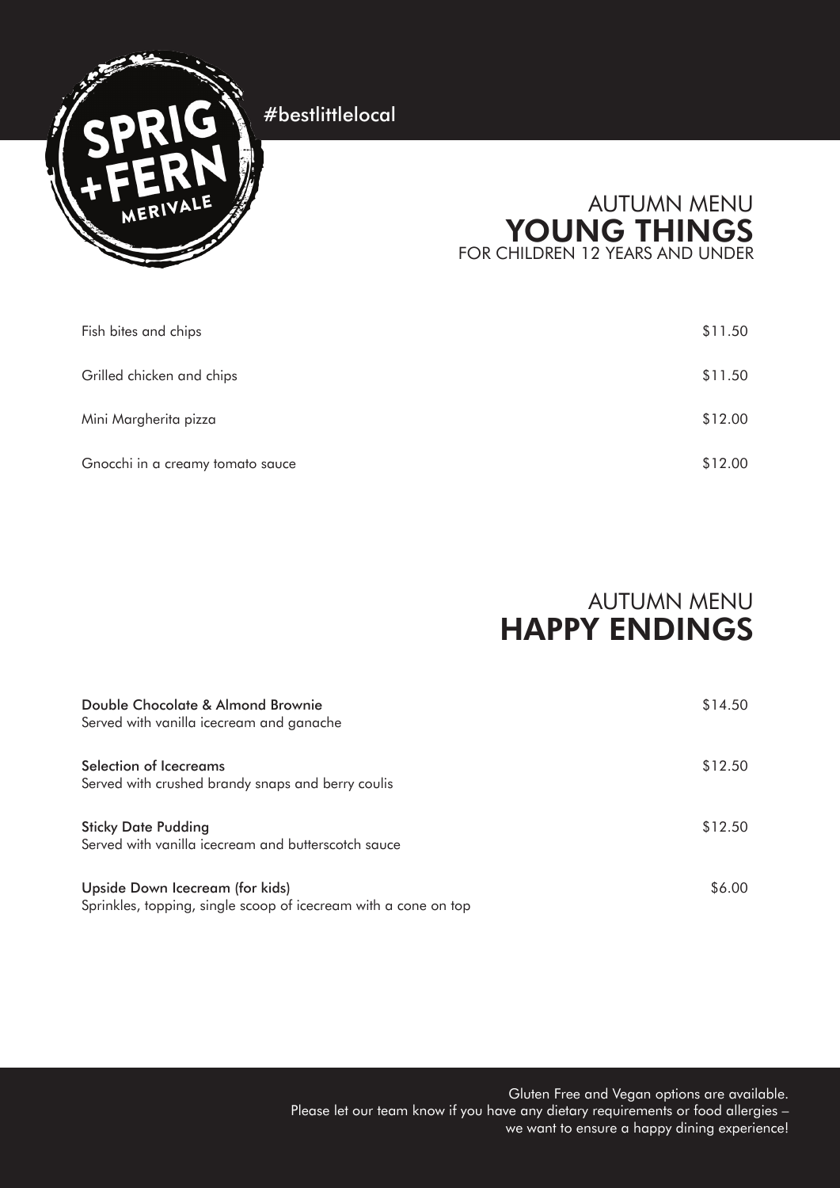SPRIG + FERN MERIVALE

#bestlittlelocal

## AUTUMN MENU
# YOUNG THINGS
FOR CHILDREN 12 YEARS AND UNDER

| | |
|---|---|
| Fish bites and chips | $11.50 |
| Grilled chicken and chips | $11.50 |
| Mini Margherita pizza | $12.00 |
| Gnocchi in a creamy tomato sauce | $12.00 |

## AUTUMN MENU
# HAPPY ENDINGS

**Double Chocolate & Almond Brownie** $14.50
Served with vanilla icecream and ganache

**Selection of Icecreams** $12.50
Served with crushed brandy snaps and berry coulis

**Sticky Date Pudding** $12.50
Served with vanilla icecream and butterscotch sauce

**Upside Down Icecream (for kids)** $6.00
Sprinkles, topping, single scoop of icecream with a cone on top

Gluten Free and Vegan options are available.
Please let our team know if you have any dietary requirements or food allergies – we want to ensure a happy dining experience!